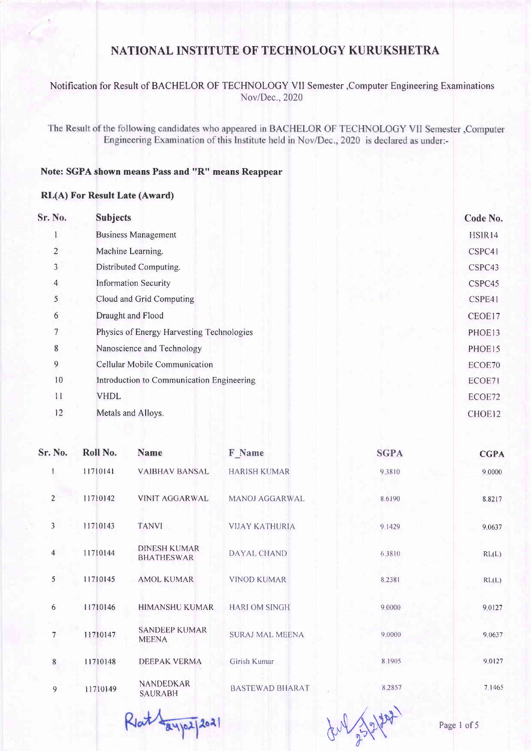# NATIONAL INSTITUTE OF TECHNOLOGY KURUKSHETRA

Notification for Result of BACHELOR OF TECHNOLOGY VII Semester ,Computer Engineering Examinations Nov/Dec., 2020

The Result of the following candidates who appeared in BACHELOR OF TECHNOLOGY VII Semester ,Computer Engineering Examination of this Institute held in Nov/Dec., 2020 is declared as under:-

**Note: SGPA shown means Pass and "R" means Reappear**

**RL(A) For Result Late (Award)**

| Sr. No. | Subjects | Code No. |
|---|---|---|
| 1 | Business Management | HSIR14 |
| 2 | Machine Learning. | CSPC41 |
| 3 | Distributed Computing. | CSPC43 |
| 4 | Information Security | CSPC45 |
| 5 | Cloud and Grid Computing | CSPE41 |
| 6 | Draught and Flood | CEOE17 |
| 7 | Physics of Energy Harvesting Technologies | PHOE13 |
| 8 | Nanoscience and Technology | PHOE15 |
| 9 | Cellular Mobile Communication | ECOE70 |
| 10 | Introduction to Communication Engineering | ECOE71 |
| 11 | VHDL | ECOE72 |
| 12 | Metals and Alloys. | CHOE12 |

| Sr. No. | Roll No. | Name | F_Name | SGPA | CGPA |
|---|---|---|---|---|---|
| 1 | 11710141 | VAIBHAV BANSAL | HARISH KUMAR | 9.3810 | 9.0000 |
| 2 | 11710142 | VINIT AGGARWAL | MANOJ AGGARWAL | 8.6190 | 8.8217 |
| 3 | 11710143 | TANVI | VIJAY KATHURIA | 9.1429 | 9.0637 |
| 4 | 11710144 | DINESH KUMAR BHATHESWAR | DAYAL CHAND | 6.3810 | RL(L) |
| 5 | 11710145 | AMOL KUMAR | VINOD KUMAR | 8.2381 | RL(L) |
| 6 | 11710146 | HIMANSHU KUMAR | HARI OM SINGH | 9.0000 | 9.0127 |
| 7 | 11710147 | SANDEEP KUMAR MEENA | SURAJ MAL MEENA | 9.0000 | 9.0637 |
| 8 | 11710148 | DEEPAK VERMA | Girish Kumar | 8.1905 | 9.0127 |
| 9 | 11710149 | NANDEDKAR SAURABH | BASTEWAD BHARAT | 8.2857 | 7.1465 |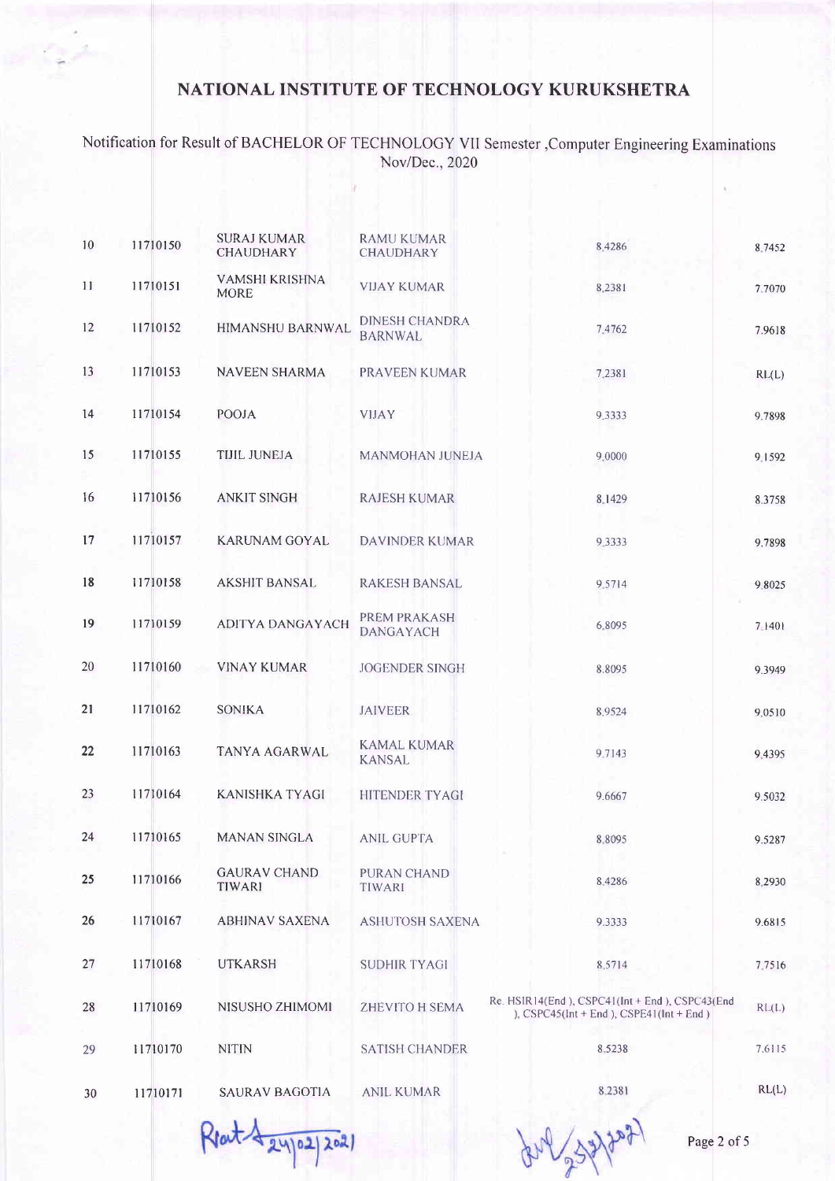# NATIONAL INSTITUTE OF TECHNOLOGY KURUKSHETRA

Notification for Result of BACHELOR OF TECHNOLOGY VII Semester ,Computer Engineering Examinations Nov/Dec., 2020

| | | | | | |
|---|---|---|---|---|---|
| 10 | 11710150 | SURAJ KUMAR CHAUDHARY | RAMU KUMAR CHAUDHARY | 8.4286 | 8.7452 |
| 11 | 11710151 | VAMSHI KRISHNA MORE | VIJAY KUMAR | 8.2381 | 7.7070 |
| 12 | 11710152 | HIMANSHU BARNWAL | DINESH CHANDRA BARNWAL | 7.4762 | 7.9618 |
| 13 | 11710153 | NAVEEN SHARMA | PRAVEEN KUMAR | 7.2381 | RL(L) |
| 14 | 11710154 | POOJA | VIJAY | 9.3333 | 9.7898 |
| 15 | 11710155 | TIJIL JUNEJA | MANMOHAN JUNEJA | 9.0000 | 9.1592 |
| 16 | 11710156 | ANKIT SINGH | RAJESH KUMAR | 8.1429 | 8.3758 |
| 17 | 11710157 | KARUNAM GOYAL | DAVINDER KUMAR | 9.3333 | 9.7898 |
| 18 | 11710158 | AKSHIT BANSAL | RAKESH BANSAL | 9.5714 | 9.8025 |
| 19 | 11710159 | ADITYA DANGAYACH | PREM PRAKASH DANGAYACH | 6.8095 | 7.1401 |
| 20 | 11710160 | VINAY KUMAR | JOGENDER SINGH | 8.8095 | 9.3949 |
| 21 | 11710162 | SONIKA | JAIVEER | 8.9524 | 9.0510 |
| 22 | 11710163 | TANYA AGARWAL | KAMAL KUMAR KANSAL | 9.7143 | 9.4395 |
| 23 | 11710164 | KANISHKA TYAGI | HITENDER TYAGI | 9.6667 | 9.5032 |
| 24 | 11710165 | MANAN SINGLA | ANIL GUPTA | 8.8095 | 9.5287 |
| 25 | 11710166 | GAURAV CHAND TIWARI | PURAN CHAND TIWARI | 8.4286 | 8.2930 |
| 26 | 11710167 | ABHINAV SAXENA | ASHUTOSH SAXENA | 9.3333 | 9.6815 |
| 27 | 11710168 | UTKARSH | SUDHIR TYAGI | 8.5714 | 7.7516 |
| 28 | 11710169 | NISUSHO ZHIMOMI | ZHEVITO H SEMA | Re. HSIR14(End ), CSPC41(Int + End ), CSPC43(End ), CSPC45(Int + End ), CSPE41(Int + End ) | RL(L) |
| 29 | 11710170 | NITIN | SATISH CHANDER | 8.5238 | 7.6115 |
| 30 | 11710171 | SAURAV BAGOTIA | ANIL KUMAR | 8.2381 | RL(L) |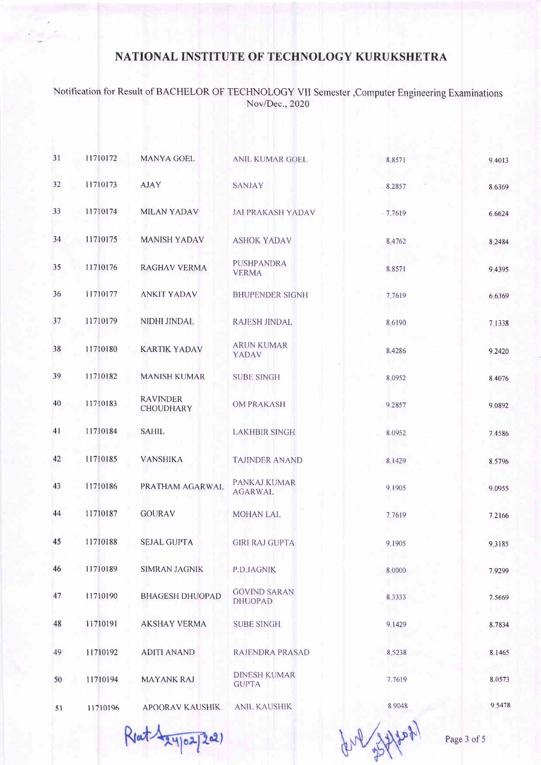# NATIONAL INSTITUTE OF TECHNOLOGY KURUKSHETRA

Notification for Result of BACHELOR OF TECHNOLOGY VII Semester ,Computer Engineering Examinations Nov/Dec., 2020

| | | | | | |
|---|---|---|---|---|---|
| 31 | 11710172 | MANYA GOEL | ANIL KUMAR GOEL | 8.8571 | 9.4013 |
| 32 | 11710173 | AJAY | SANJAY | 8.2857 | 8.6369 |
| 33 | 11710174 | MILAN YADAV | JAI PRAKASH YADAV | 7.7619 | 6.6624 |
| 34 | 11710175 | MANISH YADAV | ASHOK YADAV | 8.4762 | 8.2484 |
| 35 | 11710176 | RAGHAV VERMA | PUSHPANDRA VERMA | 8.8571 | 9.4395 |
| 36 | 11710177 | ANKIT YADAV | BHUPENDER SIGNH | 7.7619 | 6.6369 |
| 37 | 11710179 | NIDHI JINDAL | RAJESH JINDAL | 8.6190 | 7.1338 |
| 38 | 11710180 | KARTIK YADAV | ARUN KUMAR YADAV | 8.4286 | 9.2420 |
| 39 | 11710182 | MANISH KUMAR | SUBE SINGH | 8.0952 | 8.4076 |
| 40 | 11710183 | RAVINDER CHOUDHARY | OM PRAKASH | 9.2857 | 9.0892 |
| 41 | 11710184 | SAHIL | LAKHBIR SINGH | 8.0952 | 7.4586 |
| 42 | 11710185 | VANSHIKA | TAJINDER ANAND | 8.1429 | 8.5796 |
| 43 | 11710186 | PRATHAM AGARWAL | PANKAJ KUMAR AGARWAL | 9.1905 | 9.0955 |
| 44 | 11710187 | GOURAV | MOHAN LAL | 7.7619 | 7.2166 |
| 45 | 11710188 | SEJAL GUPTA | GIRI RAJ GUPTA | 9.1905 | 9.3185 |
| 46 | 11710189 | SIMRAN JAGNIK | P.D.JAGNIK | 8.0000 | 7.9299 |
| 47 | 11710190 | BHAGESH DHUOPAD | GOVIND SARAN DHUOPAD | 8.3333 | 7.5669 |
| 48 | 11710191 | AKSHAY VERMA | SUBE SINGH | 9.1429 | 8.7834 |
| 49 | 11710192 | ADITI ANAND | RAJENDRA PRASAD | 8.5238 | 8.1465 |
| 50 | 11710194 | MAYANK RAJ | DINESH KUMAR GUPTA | 7.7619 | 8.0573 |
| 51 | 11710196 | APOORAV KAUSHIK | ANIL KAUSHIK | 8.9048 | 9.5478 |

Rat 24/02/2021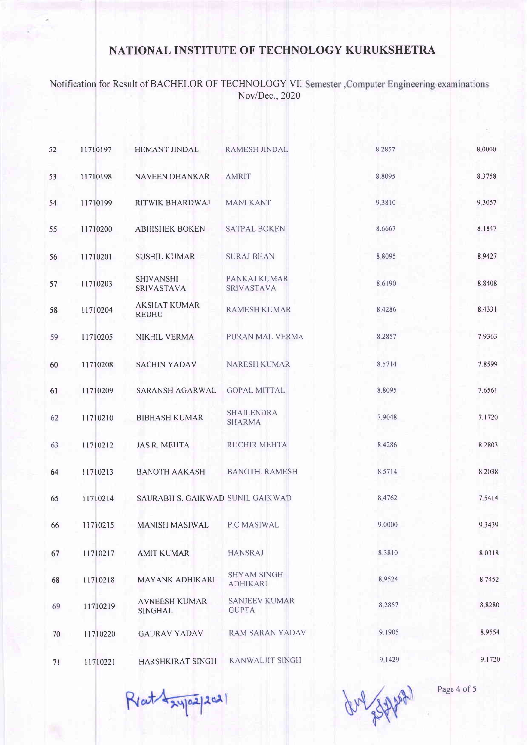# NATIONAL INSTITUTE OF TECHNOLOGY KURUKSHETRA

Notification for Result of BACHELOR OF TECHNOLOGY VII Semester ,Computer Engineering examinations Nov/Dec., 2020

| | | | | | |
|---|---|---|---|---|---|
| 52 | 11710197 | HEMANT JINDAL | RAMESH JINDAL | 8.2857 | 8.0000 |
| 53 | 11710198 | NAVEEN DHANKAR | AMRIT | 8.8095 | 8.3758 |
| 54 | 11710199 | RITWIK BHARDWAJ | MANI KANT | 9.3810 | 9.3057 |
| 55 | 11710200 | ABHISHEK BOKEN | SATPAL BOKEN | 8.6667 | 8.1847 |
| 56 | 11710201 | SUSHIL KUMAR | SURAJ BHAN | 8.8095 | 8.9427 |
| 57 | 11710203 | SHIVANSHI SRIVASTAVA | PANKAJ KUMAR SRIVASTAVA | 8.6190 | 8.8408 |
| 58 | 11710204 | AKSHAT KUMAR REDHU | RAMESH KUMAR | 8.4286 | 8.4331 |
| 59 | 11710205 | NIKHIL VERMA | PURAN MAL VERMA | 8.2857 | 7.9363 |
| 60 | 11710208 | SACHIN YADAV | NARESH KUMAR | 8.5714 | 7.8599 |
| 61 | 11710209 | SARANSH AGARWAL | GOPAL MITTAL | 8.8095 | 7.6561 |
| 62 | 11710210 | BIBHASH KUMAR | SHAILENDRA SHARMA | 7.9048 | 7.1720 |
| 63 | 11710212 | JAS R. MEHTA | RUCHIR MEHTA | 8.4286 | 8.2803 |
| 64 | 11710213 | BANOTH AAKASH | BANOTH. RAMESH | 8.5714 | 8.2038 |
| 65 | 11710214 | SAURABH S. GAIKWAD | SUNIL GAIKWAD | 8.4762 | 7.5414 |
| 66 | 11710215 | MANISH MASIWAL | P.C MASIWAL | 9.0000 | 9.3439 |
| 67 | 11710217 | AMIT KUMAR | HANSRAJ | 8.3810 | 8.0318 |
| 68 | 11710218 | MAYANK ADHIKARI | SHYAM SINGH ADHIKARI | 8.9524 | 8.7452 |
| 69 | 11710219 | AVNEESH KUMAR SINGHAL | SANJEEV KUMAR GUPTA | 8.2857 | 8.8280 |
| 70 | 11710220 | GAURAV YADAV | RAM SARAN YADAV | 9.1905 | 8.9554 |
| 71 | 11710221 | HARSHKIRAT SINGH | KANWALJIT SINGH | 9.1429 | 9.1720 |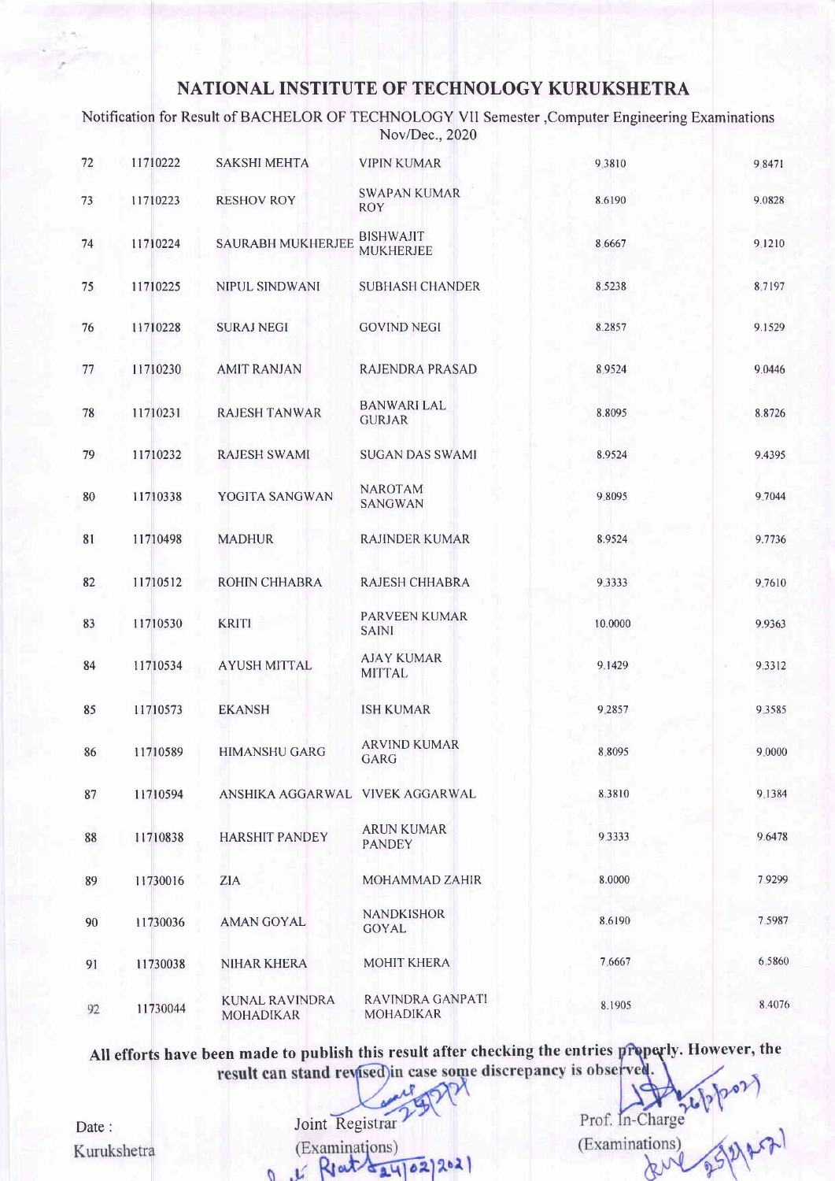# NATIONAL INSTITUTE OF TECHNOLOGY KURUKSHETRA

Notification for Result of BACHELOR OF TECHNOLOGY VII Semester ,Computer Engineering Examinations Nov/Dec., 2020

| | | | | | |
|---|---|---|---|---|---|
| 72 | 11710222 | SAKSHI MEHTA | VIPIN KUMAR | 9.3810 | 9.8471 |
| 73 | 11710223 | RESHOV ROY | SWAPAN KUMAR ROY | 8.6190 | 9.0828 |
| 74 | 11710224 | SAURABH MUKHERJEE | BISHWAJIT MUKHERJEE | 8.6667 | 9.1210 |
| 75 | 11710225 | NIPUL SINDWANI | SUBHASH CHANDER | 8.5238 | 8.7197 |
| 76 | 11710228 | SURAJ NEGI | GOVIND NEGI | 8.2857 | 9.1529 |
| 77 | 11710230 | AMIT RANJAN | RAJENDRA PRASAD | 8.9524 | 9.0446 |
| 78 | 11710231 | RAJESH TANWAR | BANWARI LAL GURJAR | 8.8095 | 8.8726 |
| 79 | 11710232 | RAJESH SWAMI | SUGAN DAS SWAMI | 8.9524 | 9.4395 |
| 80 | 11710338 | YOGITA SANGWAN | NAROTAM SANGWAN | 9.8095 | 9.7044 |
| 81 | 11710498 | MADHUR | RAJINDER KUMAR | 8.9524 | 9.7736 |
| 82 | 11710512 | ROHIN CHHABRA | RAJESH CHHABRA | 9.3333 | 9.7610 |
| 83 | 11710530 | KRITI | PARVEEN KUMAR SAINI | 10.0000 | 9.9363 |
| 84 | 11710534 | AYUSH MITTAL | AJAY KUMAR MITTAL | 9.1429 | 9.3312 |
| 85 | 11710573 | EKANSH | ISH KUMAR | 9.2857 | 9.3585 |
| 86 | 11710589 | HIMANSHU GARG | ARVIND KUMAR GARG | 8.8095 | 9.0000 |
| 87 | 11710594 | ANSHIKA AGGARWAL | VIVEK AGGARWAL | 8.3810 | 9.1384 |
| 88 | 11710838 | HARSHIT PANDEY | ARUN KUMAR PANDEY | 9.3333 | 9.6478 |
| 89 | 11730016 | ZIA | MOHAMMAD ZAHIR | 8.0000 | 7.9299 |
| 90 | 11730036 | AMAN GOYAL | NANDKISHOR GOYAL | 8.6190 | 7.5987 |
| 91 | 11730038 | NIHAR KHERA | MOHIT KHERA | 7.6667 | 6.5860 |
| 92 | 11730044 | KUNAL RAVINDRA MOHADIKAR | RAVINDRA GANPATI MOHADIKAR | 8.1905 | 8.4076 |

**All efforts have been made to publish this result after checking the entries properly. However, the result can stand revised in case some discrepancy is observed.**

Date :
Kurukshetra

Joint Registrar
(Examinations)
24/02/2021

Prof. In-Charge
(Examinations)